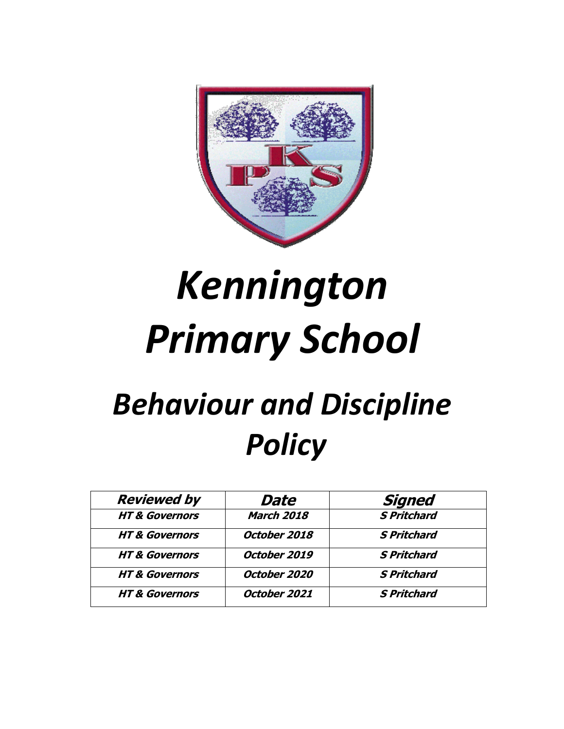# *Kennington Primary School*

# *Behaviour and Discipline Policy*

| Reviewed by | Date | Signed |
| --- | --- | --- |
| HT & Governors | March 2018 | S Pritchard |
| HT & Governors | October 2018 | S Pritchard |
| HT & Governors | October 2019 | S Pritchard |
| HT & Governors | October 2020 | S Pritchard |
| HT & Governors | October 2021 | S Pritchard |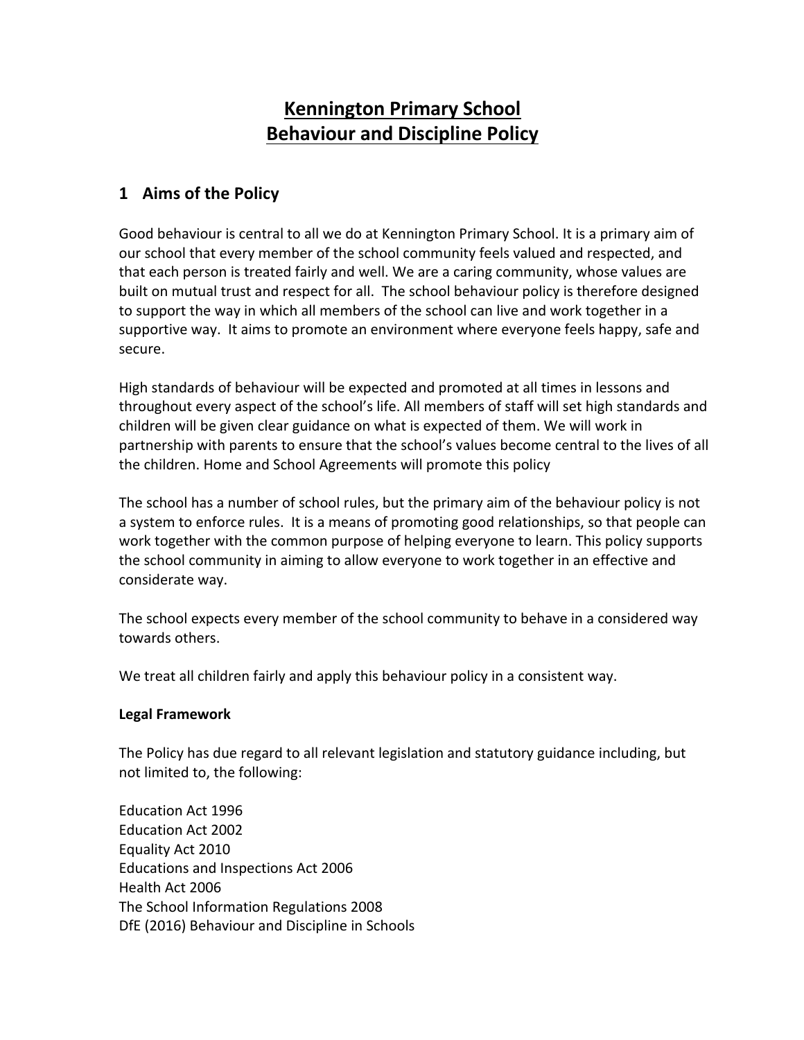# Kennington Primary School
# Behaviour and Discipline Policy

## 1 Aims of the Policy

Good behaviour is central to all we do at Kennington Primary School. It is a primary aim of our school that every member of the school community feels valued and respected, and that each person is treated fairly and well. We are a caring community, whose values are built on mutual trust and respect for all. The school behaviour policy is therefore designed to support the way in which all members of the school can live and work together in a supportive way. It aims to promote an environment where everyone feels happy, safe and secure.

High standards of behaviour will be expected and promoted at all times in lessons and throughout every aspect of the school's life. All members of staff will set high standards and children will be given clear guidance on what is expected of them. We will work in partnership with parents to ensure that the school's values become central to the lives of all the children. Home and School Agreements will promote this policy

The school has a number of school rules, but the primary aim of the behaviour policy is not a system to enforce rules. It is a means of promoting good relationships, so that people can work together with the common purpose of helping everyone to learn. This policy supports the school community in aiming to allow everyone to work together in an effective and considerate way.

The school expects every member of the school community to behave in a considered way towards others.

We treat all children fairly and apply this behaviour policy in a consistent way.

**Legal Framework**

The Policy has due regard to all relevant legislation and statutory guidance including, but not limited to, the following:

Education Act 1996
Education Act 2002
Equality Act 2010
Educations and Inspections Act 2006
Health Act 2006
The School Information Regulations 2008
DfE (2016) Behaviour and Discipline in Schools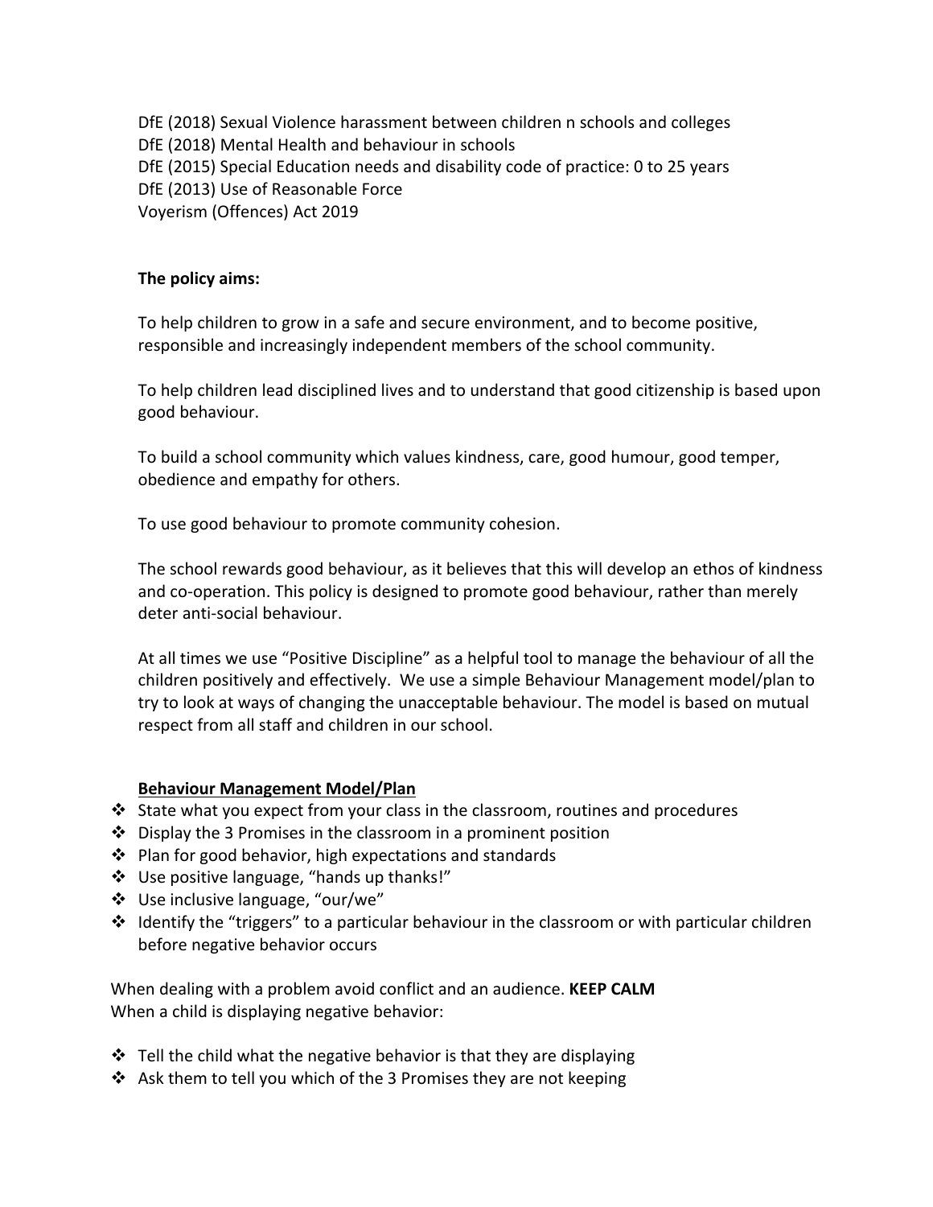DfE (2018) Sexual Violence harassment between children n schools and colleges
DfE (2018) Mental Health and behaviour in schools
DfE (2015) Special Education needs and disability code of practice: 0 to 25 years
DfE (2013) Use of Reasonable Force
Voyerism (Offences) Act 2019

**The policy aims:**

To help children to grow in a safe and secure environment, and to become positive, responsible and increasingly independent members of the school community.

To help children lead disciplined lives and to understand that good citizenship is based upon good behaviour.

To build a school community which values kindness, care, good humour, good temper, obedience and empathy for others.

To use good behaviour to promote community cohesion.

The school rewards good behaviour, as it believes that this will develop an ethos of kindness and co-operation. This policy is designed to promote good behaviour, rather than merely deter anti-social behaviour.

At all times we use "Positive Discipline" as a helpful tool to manage the behaviour of all the children positively and effectively. We use a simple Behaviour Management model/plan to try to look at ways of changing the unacceptable behaviour. The model is based on mutual respect from all staff and children in our school.

**<u>Behaviour Management Model/Plan</u>**

- State what you expect from your class in the classroom, routines and procedures
- Display the 3 Promises in the classroom in a prominent position
- Plan for good behavior, high expectations and standards
- Use positive language, "hands up thanks!"
- Use inclusive language, "our/we"
- Identify the "triggers" to a particular behaviour in the classroom or with particular children before negative behavior occurs

When dealing with a problem avoid conflict and an audience. **KEEP CALM**
When a child is displaying negative behavior:

- Tell the child what the negative behavior is that they are displaying
- Ask them to tell you which of the 3 Promises they are not keeping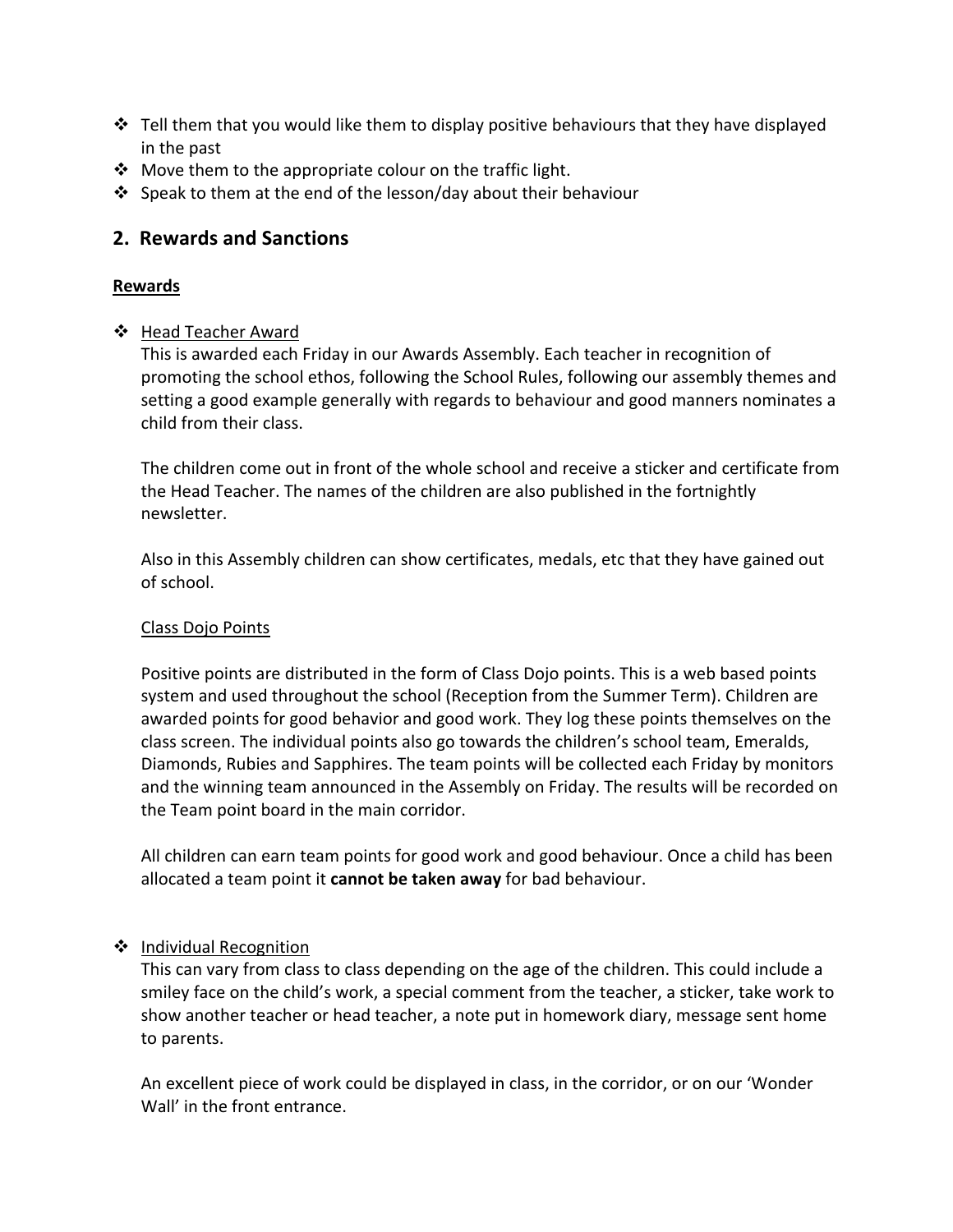- Tell them that you would like them to display positive behaviours that they have displayed in the past
- Move them to the appropriate colour on the traffic light.
- Speak to them at the end of the lesson/day about their behaviour

## 2. Rewards and Sanctions

### Rewards

- Head Teacher Award

  This is awarded each Friday in our Awards Assembly. Each teacher in recognition of promoting the school ethos, following the School Rules, following our assembly themes and setting a good example generally with regards to behaviour and good manners nominates a child from their class.

  The children come out in front of the whole school and receive a sticker and certificate from the Head Teacher. The names of the children are also published in the fortnightly newsletter.

  Also in this Assembly children can show certificates, medals, etc that they have gained out of school.

  Class Dojo Points

  Positive points are distributed in the form of Class Dojo points. This is a web based points system and used throughout the school (Reception from the Summer Term). Children are awarded points for good behavior and good work. They log these points themselves on the class screen. The individual points also go towards the children's school team, Emeralds, Diamonds, Rubies and Sapphires. The team points will be collected each Friday by monitors and the winning team announced in the Assembly on Friday. The results will be recorded on the Team point board in the main corridor.

  All children can earn team points for good work and good behaviour. Once a child has been allocated a team point it **cannot be taken away** for bad behaviour.

- Individual Recognition

  This can vary from class to class depending on the age of the children. This could include a smiley face on the child's work, a special comment from the teacher, a sticker, take work to show another teacher or head teacher, a note put in homework diary, message sent home to parents.

  An excellent piece of work could be displayed in class, in the corridor, or on our 'Wonder Wall' in the front entrance.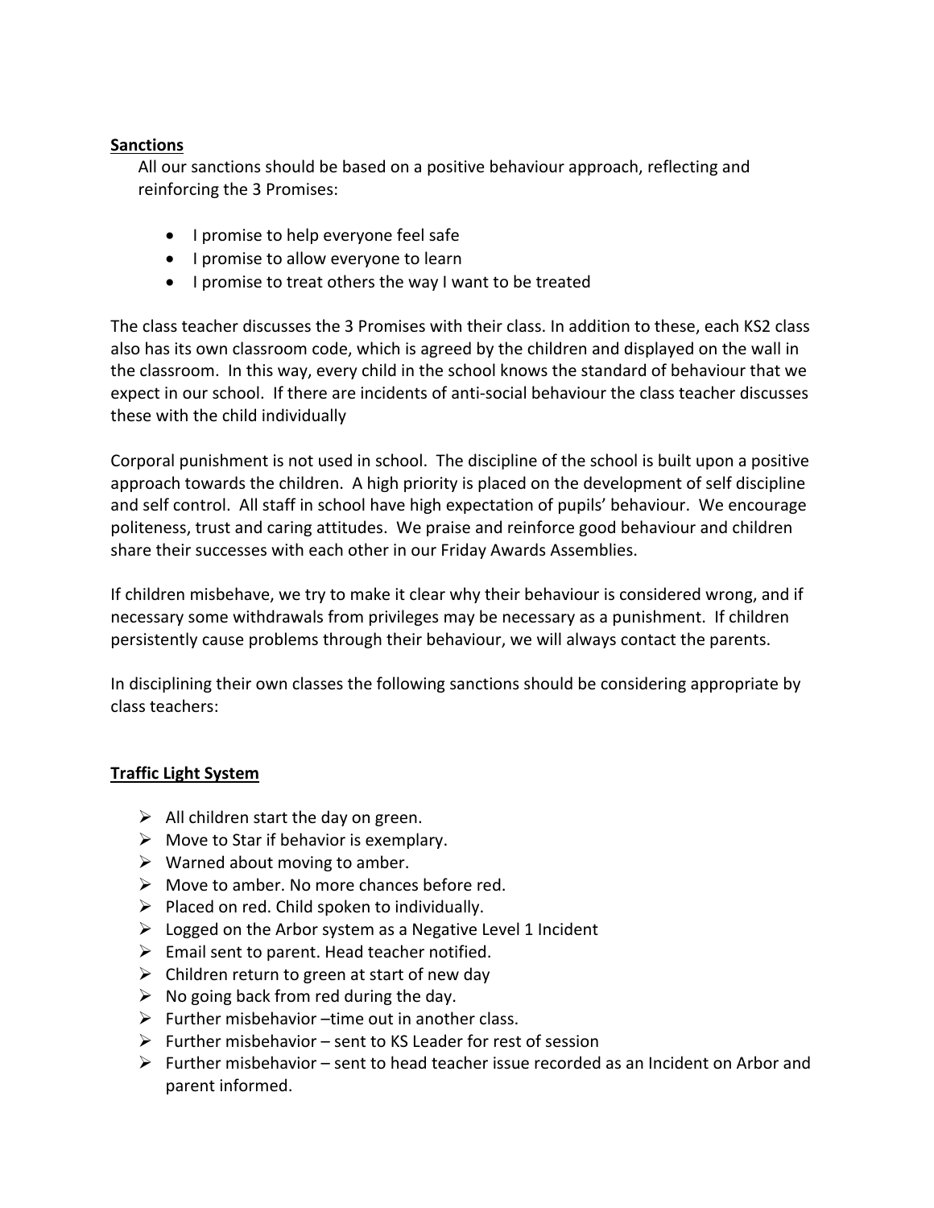**Sanctions**

All our sanctions should be based on a positive behaviour approach, reflecting and reinforcing the 3 Promises:

- I promise to help everyone feel safe
- I promise to allow everyone to learn
- I promise to treat others the way I want to be treated

The class teacher discusses the 3 Promises with their class. In addition to these, each KS2 class also has its own classroom code, which is agreed by the children and displayed on the wall in the classroom. In this way, every child in the school knows the standard of behaviour that we expect in our school. If there are incidents of anti-social behaviour the class teacher discusses these with the child individually

Corporal punishment is not used in school. The discipline of the school is built upon a positive approach towards the children. A high priority is placed on the development of self discipline and self control. All staff in school have high expectation of pupils' behaviour. We encourage politeness, trust and caring attitudes. We praise and reinforce good behaviour and children share their successes with each other in our Friday Awards Assemblies.

If children misbehave, we try to make it clear why their behaviour is considered wrong, and if necessary some withdrawals from privileges may be necessary as a punishment. If children persistently cause problems through their behaviour, we will always contact the parents.

In disciplining their own classes the following sanctions should be considering appropriate by class teachers:

**Traffic Light System**

- All children start the day on green.
- Move to Star if behavior is exemplary.
- Warned about moving to amber.
- Move to amber. No more chances before red.
- Placed on red. Child spoken to individually.
- Logged on the Arbor system as a Negative Level 1 Incident
- Email sent to parent. Head teacher notified.
- Children return to green at start of new day
- No going back from red during the day.
- Further misbehavior –time out in another class.
- Further misbehavior – sent to KS Leader for rest of session
- Further misbehavior – sent to head teacher issue recorded as an Incident on Arbor and parent informed.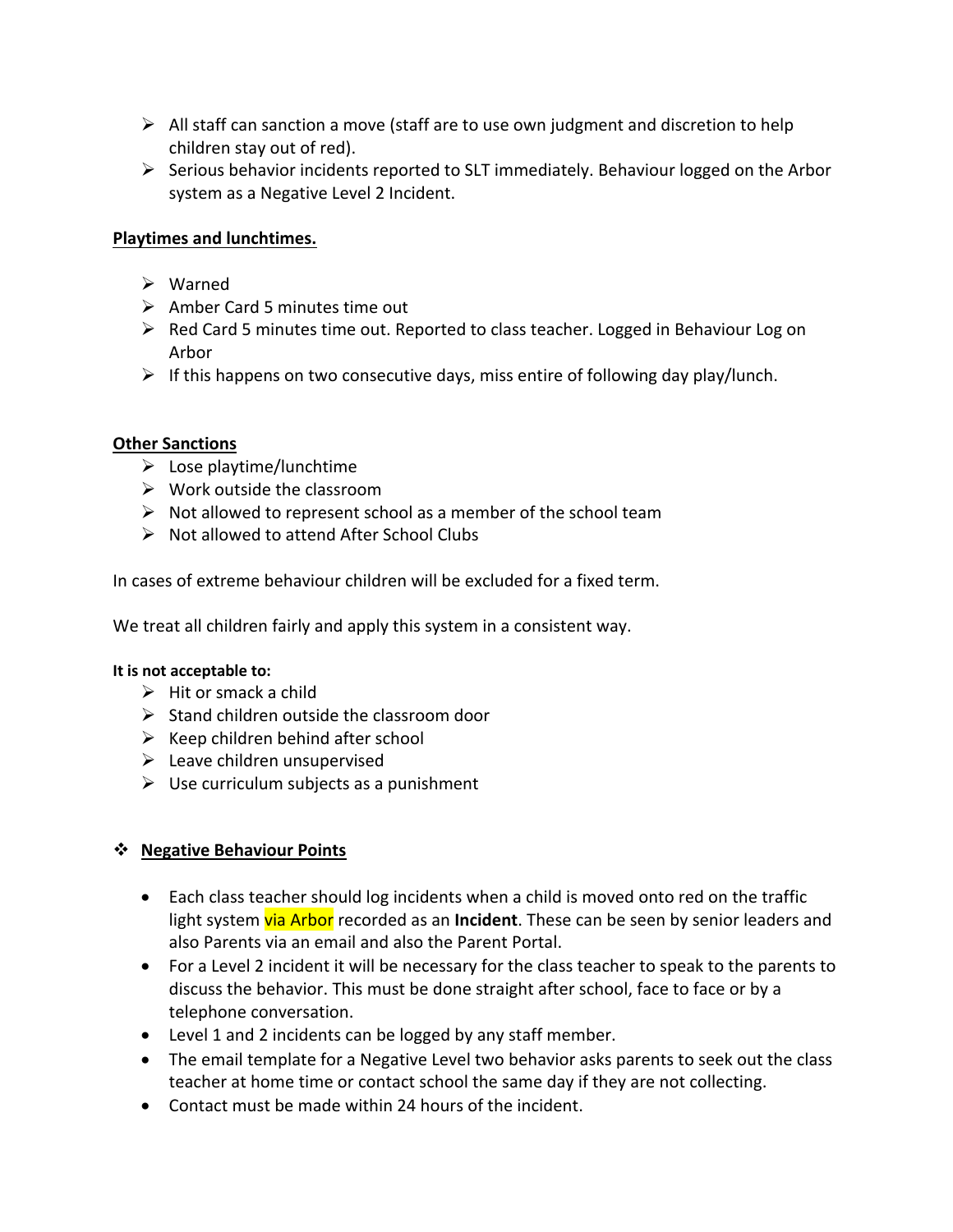- All staff can sanction a move (staff are to use own judgment and discretion to help children stay out of red).
- Serious behavior incidents reported to SLT immediately. Behaviour logged on the Arbor system as a Negative Level 2 Incident.

**Playtimes and lunchtimes.**

- Warned
- Amber Card 5 minutes time out
- Red Card 5 minutes time out. Reported to class teacher. Logged in Behaviour Log on Arbor
- If this happens on two consecutive days, miss entire of following day play/lunch.

**Other Sanctions**

- Lose playtime/lunchtime
- Work outside the classroom
- Not allowed to represent school as a member of the school team
- Not allowed to attend After School Clubs

In cases of extreme behaviour children will be excluded for a fixed term.

We treat all children fairly and apply this system in a consistent way.

**It is not acceptable to:**

- Hit or smack a child
- Stand children outside the classroom door
- Keep children behind after school
- Leave children unsupervised
- Use curriculum subjects as a punishment

## Negative Behaviour Points

- Each class teacher should log incidents when a child is moved onto red on the traffic light system via Arbor recorded as an **Incident**. These can be seen by senior leaders and also Parents via an email and also the Parent Portal.
- For a Level 2 incident it will be necessary for the class teacher to speak to the parents to discuss the behavior. This must be done straight after school, face to face or by a telephone conversation.
- Level 1 and 2 incidents can be logged by any staff member.
- The email template for a Negative Level two behavior asks parents to seek out the class teacher at home time or contact school the same day if they are not collecting.
- Contact must be made within 24 hours of the incident.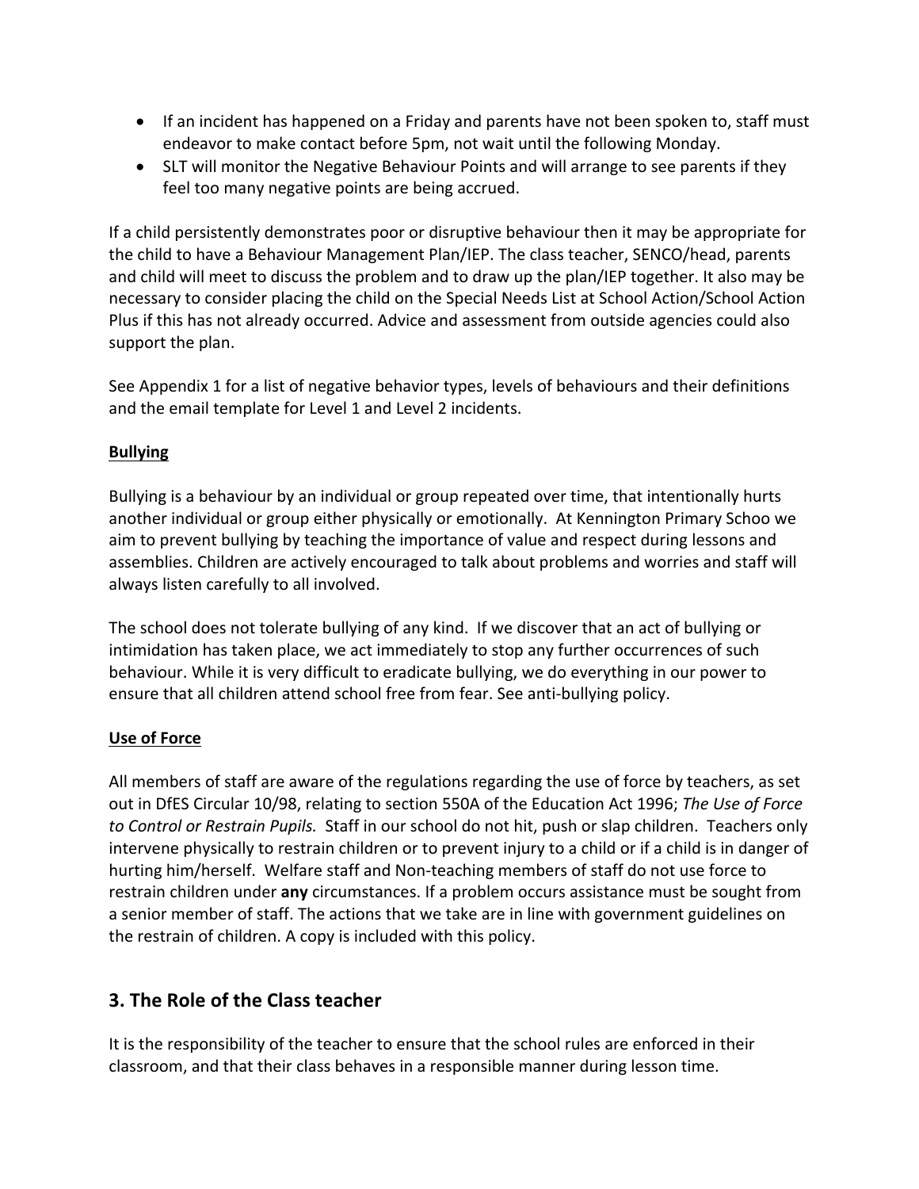- If an incident has happened on a Friday and parents have not been spoken to, staff must endeavor to make contact before 5pm, not wait until the following Monday.
- SLT will monitor the Negative Behaviour Points and will arrange to see parents if they feel too many negative points are being accrued.

If a child persistently demonstrates poor or disruptive behaviour then it may be appropriate for the child to have a Behaviour Management Plan/IEP. The class teacher, SENCO/head, parents and child will meet to discuss the problem and to draw up the plan/IEP together. It also may be necessary to consider placing the child on the Special Needs List at School Action/School Action Plus if this has not already occurred. Advice and assessment from outside agencies could also support the plan.

See Appendix 1 for a list of negative behavior types, levels of behaviours and their definitions and the email template for Level 1 and Level 2 incidents.

**Bullying**

Bullying is a behaviour by an individual or group repeated over time, that intentionally hurts another individual or group either physically or emotionally. At Kennington Primary Schoo we aim to prevent bullying by teaching the importance of value and respect during lessons and assemblies. Children are actively encouraged to talk about problems and worries and staff will always listen carefully to all involved.

The school does not tolerate bullying of any kind. If we discover that an act of bullying or intimidation has taken place, we act immediately to stop any further occurrences of such behaviour. While it is very difficult to eradicate bullying, we do everything in our power to ensure that all children attend school free from fear. See anti-bullying policy.

**Use of Force**

All members of staff are aware of the regulations regarding the use of force by teachers, as set out in DfES Circular 10/98, relating to section 550A of the Education Act 1996; *The Use of Force to Control or Restrain Pupils.* Staff in our school do not hit, push or slap children. Teachers only intervene physically to restrain children or to prevent injury to a child or if a child is in danger of hurting him/herself. Welfare staff and Non-teaching members of staff do not use force to restrain children under **any** circumstances. If a problem occurs assistance must be sought from a senior member of staff. The actions that we take are in line with government guidelines on the restrain of children. A copy is included with this policy.

## 3. The Role of the Class teacher

It is the responsibility of the teacher to ensure that the school rules are enforced in their classroom, and that their class behaves in a responsible manner during lesson time.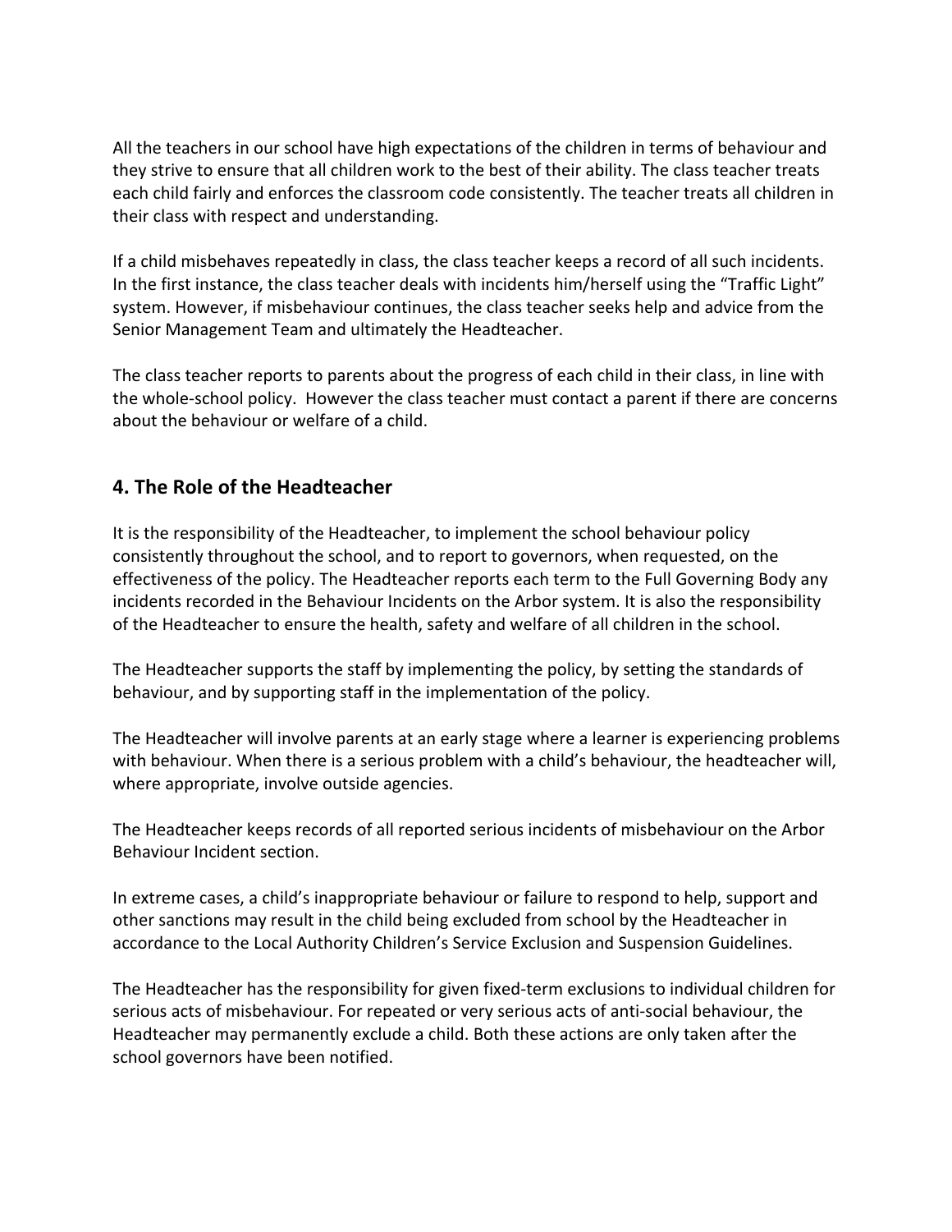All the teachers in our school have high expectations of the children in terms of behaviour and they strive to ensure that all children work to the best of their ability. The class teacher treats each child fairly and enforces the classroom code consistently. The teacher treats all children in their class with respect and understanding.

If a child misbehaves repeatedly in class, the class teacher keeps a record of all such incidents. In the first instance, the class teacher deals with incidents him/herself using the "Traffic Light" system. However, if misbehaviour continues, the class teacher seeks help and advice from the Senior Management Team and ultimately the Headteacher.

The class teacher reports to parents about the progress of each child in their class, in line with the whole-school policy. However the class teacher must contact a parent if there are concerns about the behaviour or welfare of a child.

## 4. The Role of the Headteacher

It is the responsibility of the Headteacher, to implement the school behaviour policy consistently throughout the school, and to report to governors, when requested, on the effectiveness of the policy. The Headteacher reports each term to the Full Governing Body any incidents recorded in the Behaviour Incidents on the Arbor system. It is also the responsibility of the Headteacher to ensure the health, safety and welfare of all children in the school.

The Headteacher supports the staff by implementing the policy, by setting the standards of behaviour, and by supporting staff in the implementation of the policy.

The Headteacher will involve parents at an early stage where a learner is experiencing problems with behaviour. When there is a serious problem with a child's behaviour, the headteacher will, where appropriate, involve outside agencies.

The Headteacher keeps records of all reported serious incidents of misbehaviour on the Arbor Behaviour Incident section.

In extreme cases, a child's inappropriate behaviour or failure to respond to help, support and other sanctions may result in the child being excluded from school by the Headteacher in accordance to the Local Authority Children's Service Exclusion and Suspension Guidelines.

The Headteacher has the responsibility for given fixed-term exclusions to individual children for serious acts of misbehaviour. For repeated or very serious acts of anti-social behaviour, the Headteacher may permanently exclude a child. Both these actions are only taken after the school governors have been notified.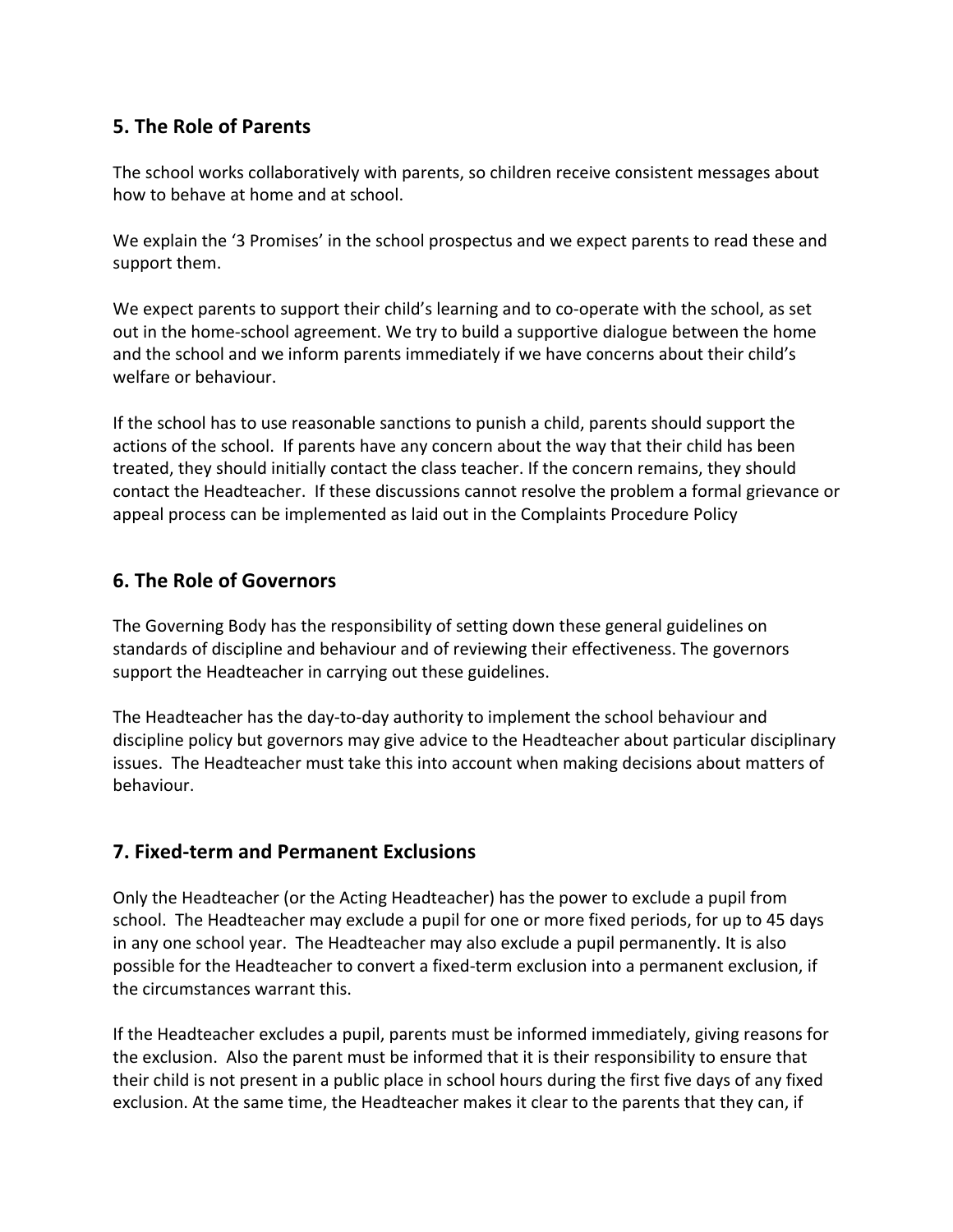## 5. The Role of Parents

The school works collaboratively with parents, so children receive consistent messages about how to behave at home and at school.

We explain the '3 Promises' in the school prospectus and we expect parents to read these and support them.

We expect parents to support their child's learning and to co-operate with the school, as set out in the home-school agreement. We try to build a supportive dialogue between the home and the school and we inform parents immediately if we have concerns about their child's welfare or behaviour.

If the school has to use reasonable sanctions to punish a child, parents should support the actions of the school. If parents have any concern about the way that their child has been treated, they should initially contact the class teacher. If the concern remains, they should contact the Headteacher. If these discussions cannot resolve the problem a formal grievance or appeal process can be implemented as laid out in the Complaints Procedure Policy

## 6. The Role of Governors

The Governing Body has the responsibility of setting down these general guidelines on standards of discipline and behaviour and of reviewing their effectiveness. The governors support the Headteacher in carrying out these guidelines.

The Headteacher has the day-to-day authority to implement the school behaviour and discipline policy but governors may give advice to the Headteacher about particular disciplinary issues. The Headteacher must take this into account when making decisions about matters of behaviour.

## 7. Fixed-term and Permanent Exclusions

Only the Headteacher (or the Acting Headteacher) has the power to exclude a pupil from school. The Headteacher may exclude a pupil for one or more fixed periods, for up to 45 days in any one school year. The Headteacher may also exclude a pupil permanently. It is also possible for the Headteacher to convert a fixed-term exclusion into a permanent exclusion, if the circumstances warrant this.

If the Headteacher excludes a pupil, parents must be informed immediately, giving reasons for the exclusion. Also the parent must be informed that it is their responsibility to ensure that their child is not present in a public place in school hours during the first five days of any fixed exclusion. At the same time, the Headteacher makes it clear to the parents that they can, if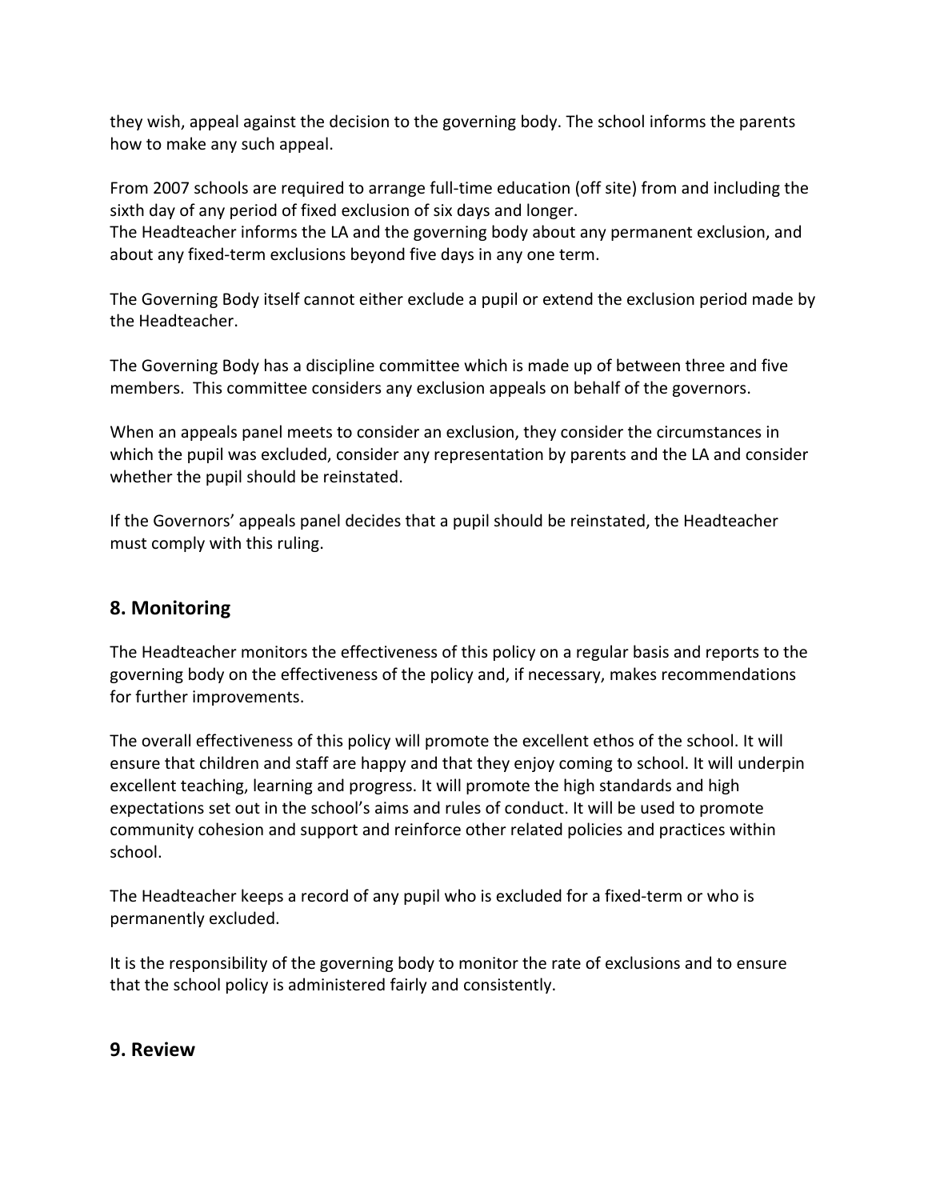they wish, appeal against the decision to the governing body. The school informs the parents how to make any such appeal.

From 2007 schools are required to arrange full-time education (off site) from and including the sixth day of any period of fixed exclusion of six days and longer.
The Headteacher informs the LA and the governing body about any permanent exclusion, and about any fixed-term exclusions beyond five days in any one term.

The Governing Body itself cannot either exclude a pupil or extend the exclusion period made by the Headteacher.

The Governing Body has a discipline committee which is made up of between three and five members. This committee considers any exclusion appeals on behalf of the governors.

When an appeals panel meets to consider an exclusion, they consider the circumstances in which the pupil was excluded, consider any representation by parents and the LA and consider whether the pupil should be reinstated.

If the Governors' appeals panel decides that a pupil should be reinstated, the Headteacher must comply with this ruling.

## 8. Monitoring

The Headteacher monitors the effectiveness of this policy on a regular basis and reports to the governing body on the effectiveness of the policy and, if necessary, makes recommendations for further improvements.

The overall effectiveness of this policy will promote the excellent ethos of the school. It will ensure that children and staff are happy and that they enjoy coming to school. It will underpin excellent teaching, learning and progress. It will promote the high standards and high expectations set out in the school's aims and rules of conduct. It will be used to promote community cohesion and support and reinforce other related policies and practices within school.

The Headteacher keeps a record of any pupil who is excluded for a fixed-term or who is permanently excluded.

It is the responsibility of the governing body to monitor the rate of exclusions and to ensure that the school policy is administered fairly and consistently.

## 9. Review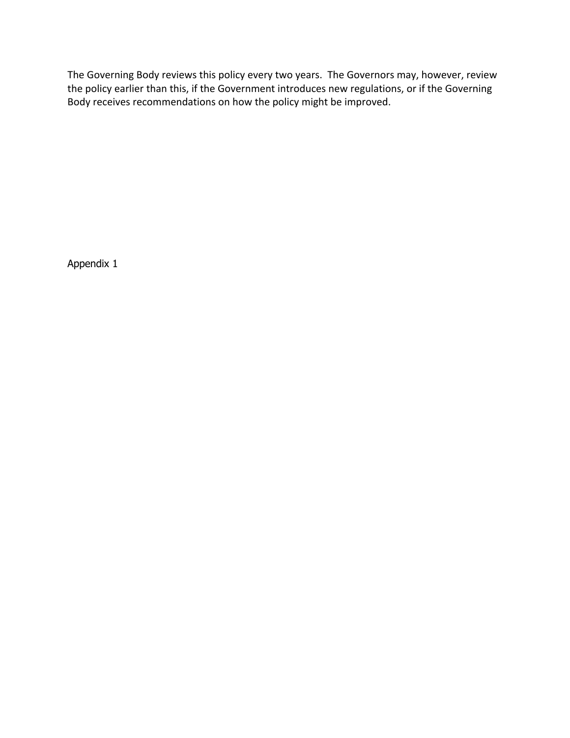The Governing Body reviews this policy every two years. The Governors may, however, review the policy earlier than this, if the Government introduces new regulations, or if the Governing Body receives recommendations on how the policy might be improved.

Appendix 1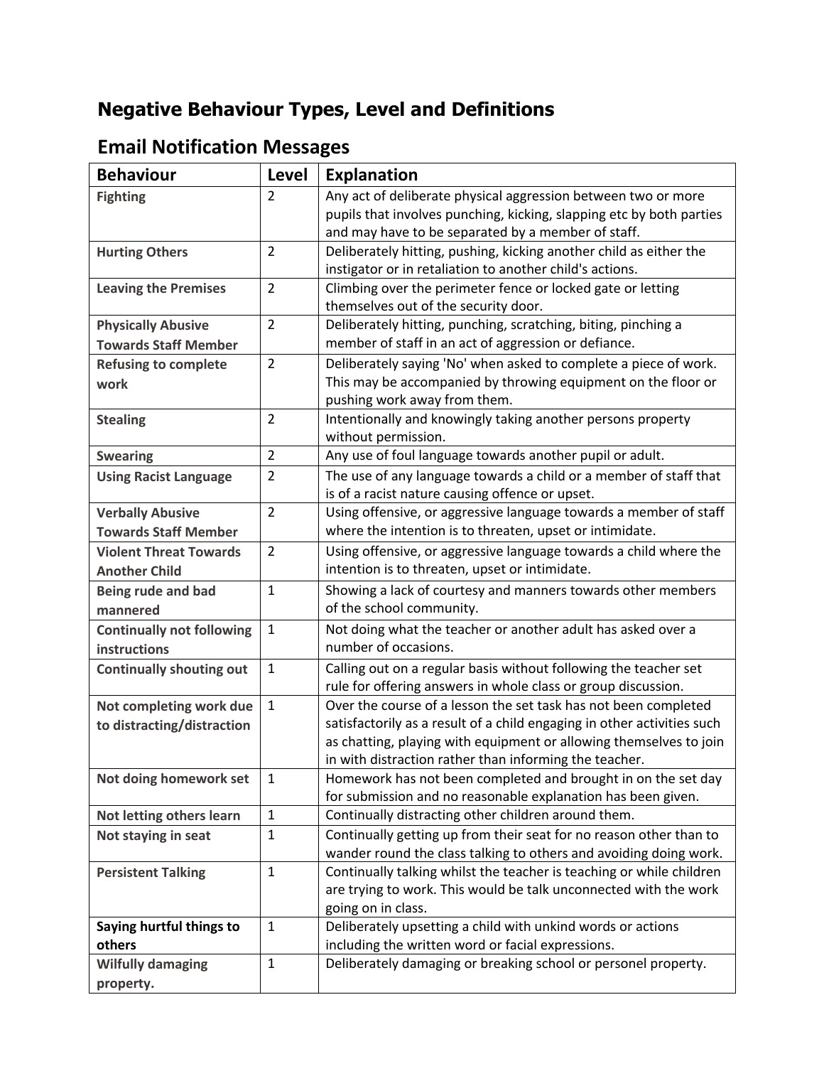# Negative Behaviour Types, Level and Definitions

## Email Notification Messages

| Behaviour | Level | Explanation |
|---|---|---|
| **Fighting** | 2 | Any act of deliberate physical aggression between two or more pupils that involves punching, kicking, slapping etc by both parties and may have to be separated by a member of staff. |
| **Hurting Others** | 2 | Deliberately hitting, pushing, kicking another child as either the instigator or in retaliation to another child's actions. |
| **Leaving the Premises** | 2 | Climbing over the perimeter fence or locked gate or letting themselves out of the security door. |
| **Physically Abusive Towards Staff Member** | 2 | Deliberately hitting, punching, scratching, biting, pinching a member of staff in an act of aggression or defiance. |
| **Refusing to complete work** | 2 | Deliberately saying 'No' when asked to complete a piece of work. This may be accompanied by throwing equipment on the floor or pushing work away from them. |
| **Stealing** | 2 | Intentionally and knowingly taking another persons property without permission. |
| **Swearing** | 2 | Any use of foul language towards another pupil or adult. |
| **Using Racist Language** | 2 | The use of any language towards a child or a member of staff that is of a racist nature causing offence or upset. |
| **Verbally Abusive Towards Staff Member** | 2 | Using offensive, or aggressive language towards a member of staff where the intention is to threaten, upset or intimidate. |
| **Violent Threat Towards Another Child** | 2 | Using offensive, or aggressive language towards a child where the intention is to threaten, upset or intimidate. |
| **Being rude and bad mannered** | 1 | Showing a lack of courtesy and manners towards other members of the school community. |
| **Continually not following instructions** | 1 | Not doing what the teacher or another adult has asked over a number of occasions. |
| **Continually shouting out** | 1 | Calling out on a regular basis without following the teacher set rule for offering answers in whole class or group discussion. |
| **Not completing work due to distracting/distraction** | 1 | Over the course of a lesson the set task has not been completed satisfactorily as a result of a child engaging in other activities such as chatting, playing with equipment or allowing themselves to join in with distraction rather than informing the teacher. |
| **Not doing homework set** | 1 | Homework has not been completed and brought in on the set day for submission and no reasonable explanation has been given. |
| **Not letting others learn** | 1 | Continually distracting other children around them. |
| **Not staying in seat** | 1 | Continually getting up from their seat for no reason other than to wander round the class talking to others and avoiding doing work. |
| **Persistent Talking** | 1 | Continually talking whilst the teacher is teaching or while children are trying to work. This would be talk unconnected with the work going on in class. |
| **Saying hurtful things to others** | 1 | Deliberately upsetting a child with unkind words or actions including the written word or facial expressions. |
| **Wilfully damaging property.** | 1 | Deliberately damaging or breaking school or personel property. |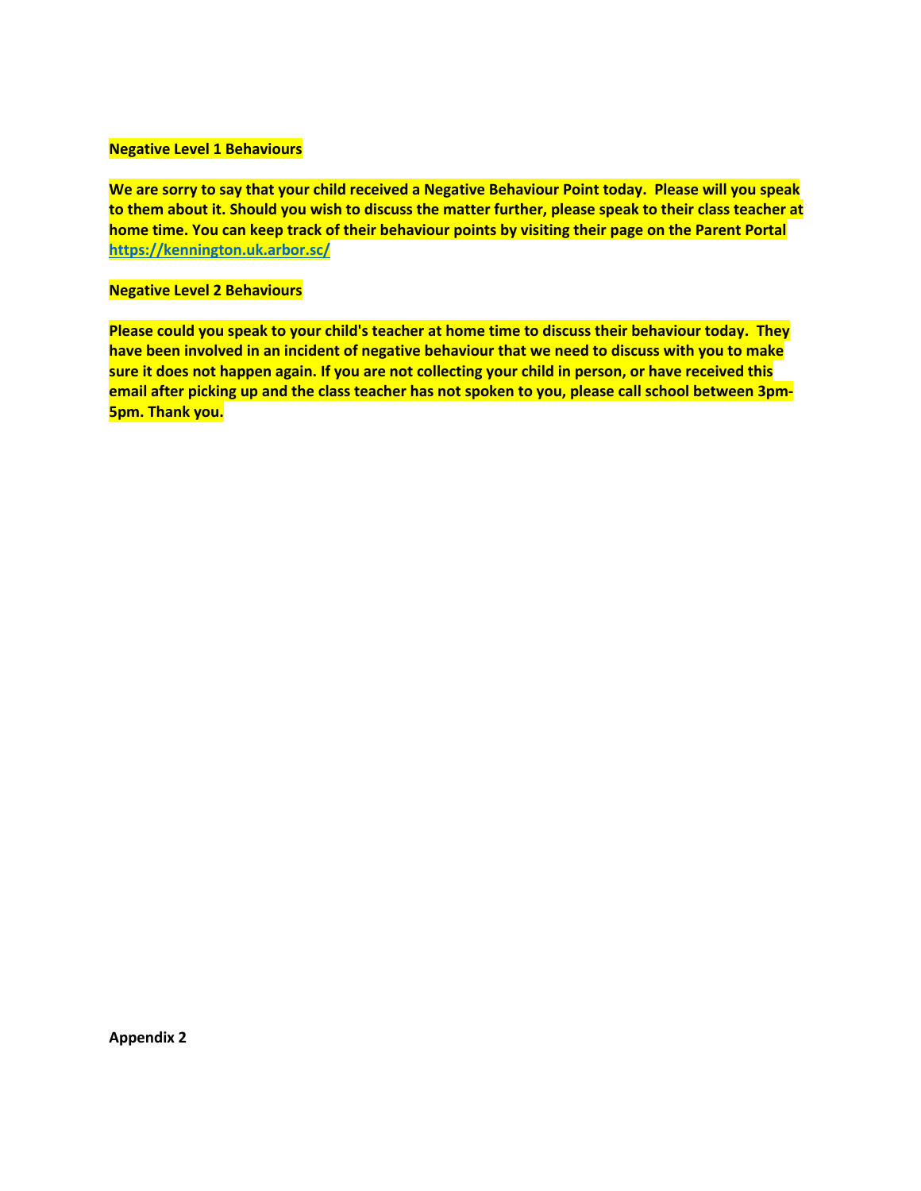**Negative Level 1 Behaviours**

**We are sorry to say that your child received a Negative Behaviour Point today. Please will you speak to them about it. Should you wish to discuss the matter further, please speak to their class teacher at home time. You can keep track of their behaviour points by visiting their page on the Parent Portal https://kennington.uk.arbor.sc/**

**Negative Level 2 Behaviours**

**Please could you speak to your child's teacher at home time to discuss their behaviour today. They have been involved in an incident of negative behaviour that we need to discuss with you to make sure it does not happen again. If you are not collecting your child in person, or have received this email after picking up and the class teacher has not spoken to you, please call school between 3pm-5pm. Thank you.**

**Appendix 2**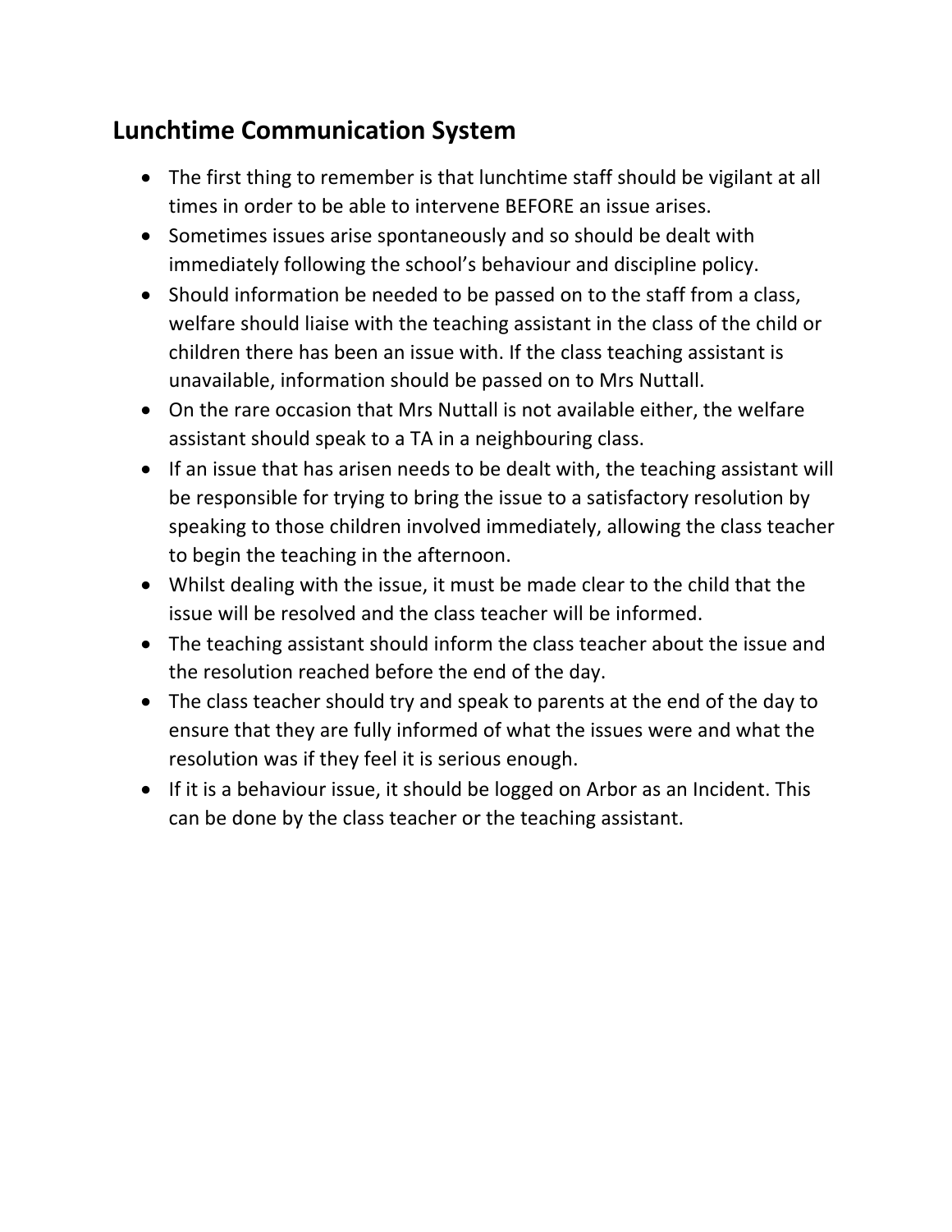## Lunchtime Communication System

- The first thing to remember is that lunchtime staff should be vigilant at all times in order to be able to intervene BEFORE an issue arises.
- Sometimes issues arise spontaneously and so should be dealt with immediately following the school's behaviour and discipline policy.
- Should information be needed to be passed on to the staff from a class, welfare should liaise with the teaching assistant in the class of the child or children there has been an issue with. If the class teaching assistant is unavailable, information should be passed on to Mrs Nuttall.
- On the rare occasion that Mrs Nuttall is not available either, the welfare assistant should speak to a TA in a neighbouring class.
- If an issue that has arisen needs to be dealt with, the teaching assistant will be responsible for trying to bring the issue to a satisfactory resolution by speaking to those children involved immediately, allowing the class teacher to begin the teaching in the afternoon.
- Whilst dealing with the issue, it must be made clear to the child that the issue will be resolved and the class teacher will be informed.
- The teaching assistant should inform the class teacher about the issue and the resolution reached before the end of the day.
- The class teacher should try and speak to parents at the end of the day to ensure that they are fully informed of what the issues were and what the resolution was if they feel it is serious enough.
- If it is a behaviour issue, it should be logged on Arbor as an Incident. This can be done by the class teacher or the teaching assistant.